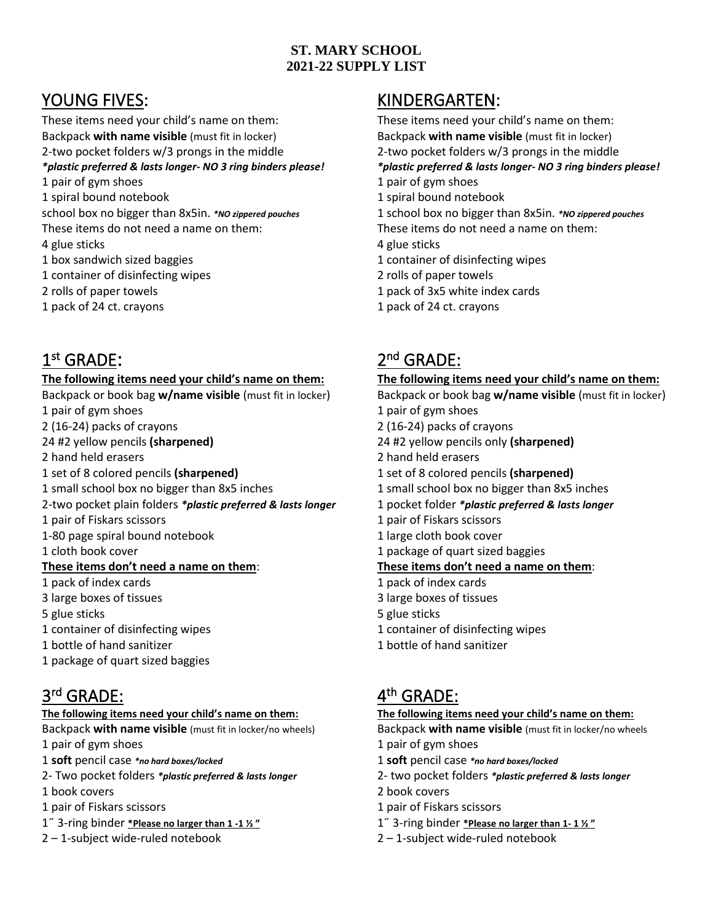**ST. MARY SCHOOL**
**2021-22 SUPPLY LIST**

## YOUNG FIVES:

These items need your child's name on them:
Backpack **with name visible** (must fit in locker)
2-two pocket folders w/3 prongs in the middle
***plastic preferred & lasts longer- NO 3 ring binders please!***
1 pair of gym shoes
1 spiral bound notebook
school box no bigger than 8x5in. ***NO zippered pouches***
These items do not need a name on them:
4 glue sticks
1 box sandwich sized baggies
1 container of disinfecting wipes
2 rolls of paper towels
1 pack of 24 ct. crayons

## KINDERGARTEN:

These items need your child's name on them:
Backpack **with name visible** (must fit in locker)
2-two pocket folders w/3 prongs in the middle
***plastic preferred & lasts longer- NO 3 ring binders please!***
1 pair of gym shoes
1 spiral bound notebook
1 school box no bigger than 8x5in. ***NO zippered pouches***
These items do not need a name on them:
4 glue sticks
1 container of disinfecting wipes
2 rolls of paper towels
1 pack of 3x5 white index cards
1 pack of 24 ct. crayons

## 1st GRADE:

**The following items need your child's name on them:**
Backpack or book bag **w/name visible** (must fit in locker)
1 pair of gym shoes
2 (16-24) packs of crayons
24 #2 yellow pencils **(sharpened)**
2 hand held erasers
1 set of 8 colored pencils **(sharpened)**
1 small school box no bigger than 8x5 inches
2-two pocket plain folders ***plastic preferred & lasts longer***
1 pair of Fiskars scissors
1-80 page spiral bound notebook
1 cloth book cover
**These items don't need a name on them**:
1 pack of index cards
3 large boxes of tissues
5 glue sticks
1 container of disinfecting wipes
1 bottle of hand sanitizer
1 package of quart sized baggies

## 2nd GRADE:

**The following items need your child's name on them:**
Backpack or book bag **w/name visible** (must fit in locker)
1 pair of gym shoes
2 (16-24) packs of crayons
24 #2 yellow pencils only **(sharpened)**
2 hand held erasers
1 set of 8 colored pencils **(sharpened)**
1 small school box no bigger than 8x5 inches
1 pocket folder ***plastic preferred & lasts longer***
1 pair of Fiskars scissors
1 large cloth book cover
1 package of quart sized baggies
**These items don't need a name on them**:
1 pack of index cards
3 large boxes of tissues
5 glue sticks
1 container of disinfecting wipes
1 bottle of hand sanitizer

## 3rd GRADE:

**The following items need your child's name on them:**
Backpack **with name visible** (must fit in locker/no wheels)
1 pair of gym shoes
1 **soft** pencil case ***no hard boxes/locked***
2- Two pocket folders ***plastic preferred & lasts longer***
1 book covers
1 pair of Fiskars scissors
1″ 3-ring binder ***Please no larger than 1 -1 ½ "***
2 – 1-subject wide-ruled notebook

## 4th GRADE:

**The following items need your child's name on them:**
Backpack **with name visible** (must fit in locker/no wheels
1 pair of gym shoes
1 **soft** pencil case ***no hard boxes/locked***
2- two pocket folders ***plastic preferred & lasts longer***
2 book covers
1 pair of Fiskars scissors
1″ 3-ring binder ***Please no larger than 1- 1 ½ "***
2 – 1-subject wide-ruled notebook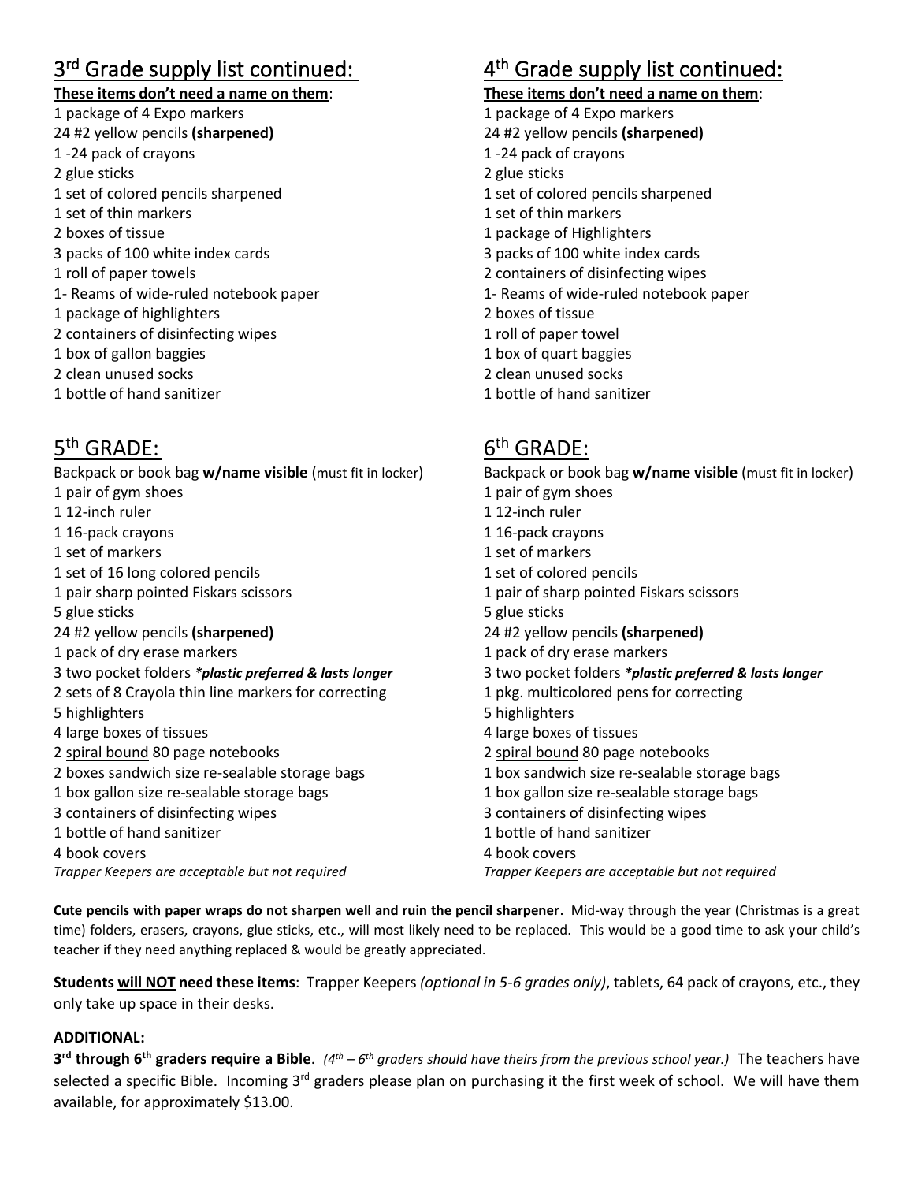## 3rd Grade supply list continued:

**These items don't need a name on them**:

1 package of 4 Expo markers
24 #2 yellow pencils **(sharpened)**
1 -24 pack of crayons
2 glue sticks
1 set of colored pencils sharpened
1 set of thin markers
2 boxes of tissue
3 packs of 100 white index cards
1 roll of paper towels
1- Reams of wide-ruled notebook paper
1 package of highlighters
2 containers of disinfecting wipes
1 box of gallon baggies
2 clean unused socks
1 bottle of hand sanitizer

## 4th Grade supply list continued:

**These items don't need a name on them**:

1 package of 4 Expo markers
24 #2 yellow pencils **(sharpened)**
1 -24 pack of crayons
2 glue sticks
1 set of colored pencils sharpened
1 set of thin markers
1 package of Highlighters
3 packs of 100 white index cards
2 containers of disinfecting wipes
1- Reams of wide-ruled notebook paper
2 boxes of tissue
1 roll of paper towel
1 box of quart baggies
2 clean unused socks
1 bottle of hand sanitizer

## 5th GRADE:

Backpack or book bag **w/name visible** (must fit in locker)
1 pair of gym shoes
1 12-inch ruler
1 16-pack crayons
1 set of markers
1 set of 16 long colored pencils
1 pair sharp pointed Fiskars scissors
5 glue sticks
24 #2 yellow pencils **(sharpened)**
1 pack of dry erase markers
3 two pocket folders ***plastic preferred & lasts longer***
2 sets of 8 Crayola thin line markers for correcting
5 highlighters
4 large boxes of tissues
2 spiral bound 80 page notebooks
2 boxes sandwich size re-sealable storage bags
1 box gallon size re-sealable storage bags
3 containers of disinfecting wipes
1 bottle of hand sanitizer
4 book covers
*Trapper Keepers are acceptable but not required*

## 6th GRADE:

Backpack or book bag **w/name visible** (must fit in locker)
1 pair of gym shoes
1 12-inch ruler
1 16-pack crayons
1 set of markers
1 set of colored pencils
1 pair of sharp pointed Fiskars scissors
5 glue sticks
24 #2 yellow pencils **(sharpened)**
1 pack of dry erase markers
3 two pocket folders ***plastic preferred & lasts longer***
1 pkg. multicolored pens for correcting
5 highlighters
4 large boxes of tissues
2 spiral bound 80 page notebooks
1 box sandwich size re-sealable storage bags
1 box gallon size re-sealable storage bags
3 containers of disinfecting wipes
1 bottle of hand sanitizer
4 book covers
*Trapper Keepers are acceptable but not required*

**Cute pencils with paper wraps do not sharpen well and ruin the pencil sharpener**. Mid-way through the year (Christmas is a great time) folders, erasers, crayons, glue sticks, etc., will most likely need to be replaced. This would be a good time to ask your child's teacher if they need anything replaced & would be greatly appreciated.

**Students will NOT need these items**: Trapper Keepers *(optional in 5-6 grades only)*, tablets, 64 pack of crayons, etc., they only take up space in their desks.

**ADDITIONAL:**

**3rd through 6th graders require a Bible**. *(4th – 6th graders should have theirs from the previous school year.)* The teachers have selected a specific Bible. Incoming 3rd graders please plan on purchasing it the first week of school. We will have them available, for approximately $13.00.